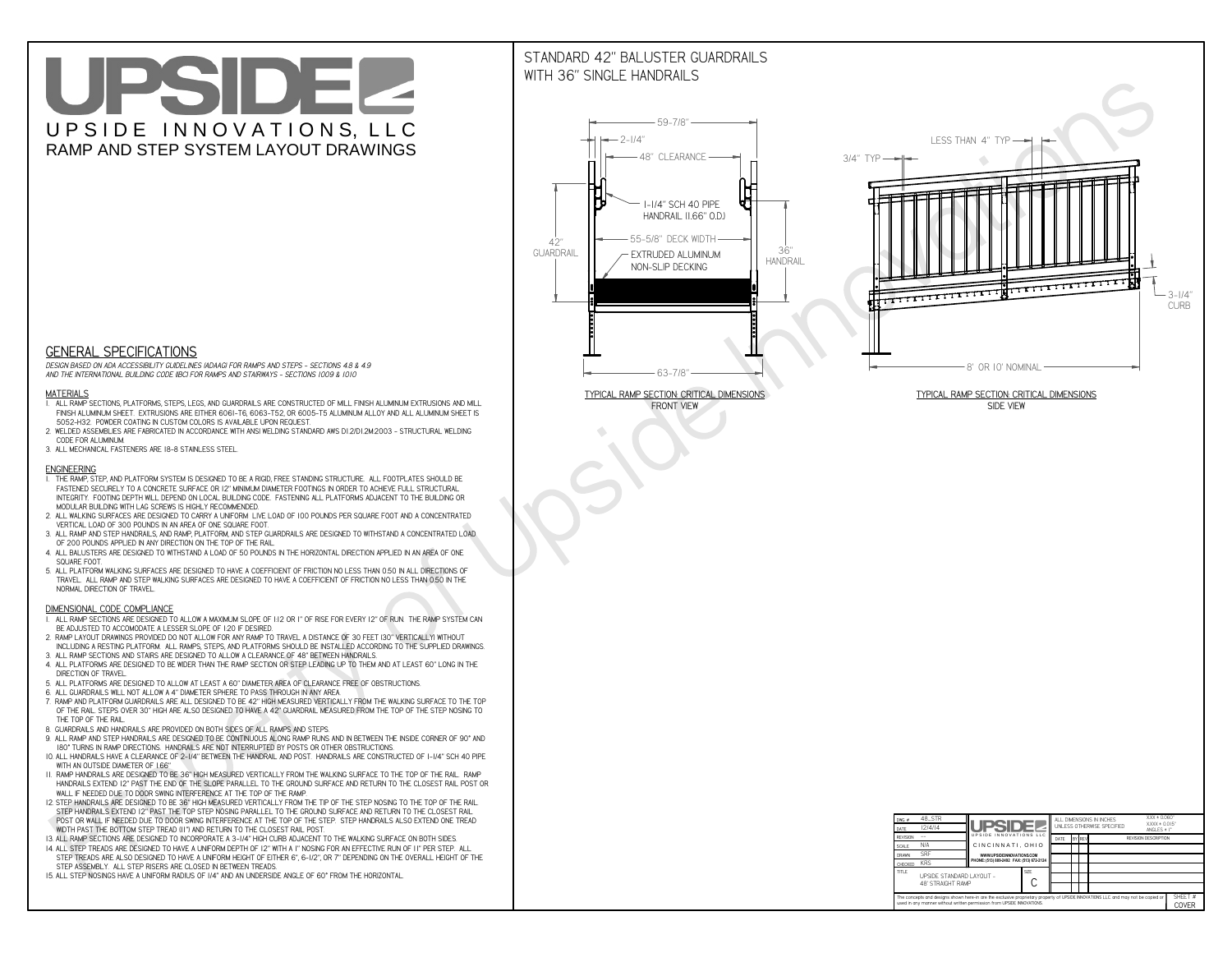# UPSIDE INNOVATIONS, LLC

## RAMP AND STEP SYSTEM LAYOUT DRAWINGS

## STANDARD 42" BALUSTER GUARDRAILS WITH 36" SINGLE HANDRAILS

59-7/8"
2-1/4"
48" CLEARANCE
1-1/4" SCH 40 PIPE HANDRAIL (1.66" O.D.)
55-5/8" DECK WIDTH
EXTRUDED ALUMINUM NON-SLIP DECKING
42" GUARDRAIL
36" HANDRAIL
63-7/8"

TYPICAL RAMP SECTION: CRITICAL DIMENSIONS
FRONT VIEW

LESS THAN 4" TYP
3/4" TYP
3-1/4" CURB
8' OR 10' NOMINAL

TYPICAL RAMP SECTION: CRITICAL DIMENSIONS
SIDE VIEW

## GENERAL SPECIFICATIONS

*DESIGN BASED ON ADA ACCESSIBILITY GUIDELINES (ADAAG) FOR RAMPS AND STEPS - SECTIONS 4.8 & 4.9 AND THE INTERNATIONAL BUILDING CODE (IBC) FOR RAMPS AND STAIRWAYS - SECTIONS 1009 & 1010*

### MATERIALS

1. ALL RAMP SECTIONS, PLATFORMS, STEPS, LEGS, AND GUARDRAILS ARE CONSTRUCTED OF MILL FINISH ALUMINUM EXTRUSIONS AND MILL FINISH ALUMINUM SHEET. EXTRUSIONS ARE EITHER 6061-T6, 6063-T52, OR 6005-T5 ALUMINUM ALLOY AND ALL ALUMINUM SHEET IS 5052-H32. POWDER COATING IN CUSTOM COLORS IS AVAILABLE UPON REQUEST.
2. WELDED ASSEMBLIES ARE FABRICATED IN ACCORDANCE WITH ANSI WELDING STANDARD AWS D1.2/D1.2M:2003 - STRUCTURAL WELDING CODE FOR ALUMINUM.
3. ALL MECHANICAL FASTENERS ARE 18-8 STAINLESS STEEL.

### ENGINEERING

1. THE RAMP, STEP, AND PLATFORM SYSTEM IS DESIGNED TO BE A RIGID, FREE STANDING STRUCTURE. ALL FOOTPLATES SHOULD BE FASTENED SECURELY TO A CONCRETE SURFACE OR 12" MINIMUM DIAMETER FOOTINGS IN ORDER TO ACHIEVE FULL STRUCTURAL INTEGRITY. FOOTING DEPTH WILL DEPEND ON LOCAL BUILDING CODE. FASTENING ALL PLATFORMS ADJACENT TO THE BUILDING OR MODULAR BUILDING WITH LAG SCREWS IS HIGHLY RECOMMENDED.
2. ALL WALKING SURFACES ARE DESIGNED TO CARRY A UNIFORM LIVE LOAD OF 100 POUNDS PER SQUARE FOOT AND A CONCENTRATED VERTICAL LOAD OF 300 POUNDS IN AN AREA OF ONE SQUARE FOOT.
3. ALL RAMP AND STEP HANDRAILS, AND RAMP, PLATFORM, AND STEP GUARDRAILS ARE DESIGNED TO WITHSTAND A CONCENTRATED LOAD OF 200 POUNDS APPLIED IN ANY DIRECTION ON THE TOP OF THE RAIL.
4. ALL BALUSTERS ARE DESIGNED TO WITHSTAND A LOAD OF 50 POUNDS IN THE HORIZONTAL DIRECTION APPLIED IN AN AREA OF ONE SQUARE FOOT.
5. ALL PLATFORM WALKING SURFACES ARE DESIGNED TO HAVE A COEFFICIENT OF FRICTION NO LESS THAN 0.50 IN ALL DIRECTIONS OF TRAVEL. ALL RAMP AND STEP WALKING SURFACES ARE DESIGNED TO HAVE A COEFFICIENT OF FRICTION NO LESS THAN 0.50 IN THE NORMAL DIRECTION OF TRAVEL.

### DIMENSIONAL CODE COMPLIANCE

1. ALL RAMP SECTIONS ARE DESIGNED TO ALLOW A MAXIMUM SLOPE OF 1:12 OR 1" OF RISE FOR EVERY 12" OF RUN. THE RAMP SYSTEM CAN BE ADJUSTED TO ACCOMODATE A LESSER SLOPE OF 1:20 IF DESIRED.
2. RAMP LAYOUT DRAWINGS PROVIDED DO NOT ALLOW FOR ANY RAMP TO TRAVEL A DISTANCE OF 30 FEET (30" VERTICALLY) WITHOUT INCLUDING A RESTING PLATFORM. ALL RAMPS, STEPS, AND PLATFORMS SHOULD BE INSTALLED ACCORDING TO THE SUPPLIED DRAWINGS.
3. ALL RAMP SECTIONS AND STAIRS ARE DESIGNED TO ALLOW A CLEARANCE OF 48" BETWEEN HANDRAILS.
4. ALL PLATFORMS ARE DESIGNED TO BE WIDER THAN THE RAMP SECTION OR STEP LEADING UP TO THEM AND AT LEAST 60" LONG IN THE DIRECTION OF TRAVEL.
5. ALL PLATFORMS ARE DESIGNED TO ALLOW AT LEAST A 60" DIAMETER AREA OF CLEARANCE FREE OF OBSTRUCTIONS.
6. ALL GUARDRAILS WILL NOT ALLOW A 4" DIAMETER SPHERE TO PASS THROUGH IN ANY AREA.
7. RAMP AND PLATFORM GUARDRAILS ARE ALL DESIGNED TO BE 42" HIGH MEASURED VERTICALLY FROM THE WALKING SURFACE TO THE TOP OF THE RAIL. STEPS OVER 30" HIGH ARE ALSO DESIGNED TO HAVE A 42" GUARDRAIL MEASURED FROM THE TOP OF THE STEP NOSING TO THE TOP OF THE RAIL.
8. GUARDRAILS AND HANDRAILS ARE PROVIDED ON BOTH SIDES OF ALL RAMPS AND STEPS.
9. ALL RAMP AND STEP HANDRAILS ARE DESIGNED TO BE CONTINUOUS ALONG RAMP RUNS AND IN BETWEEN THE INSIDE CORNER OF 90° AND 180° TURNS IN RAMP DIRECTIONS. HANDRAILS ARE NOT INTERRUPTED BY POSTS OR OTHER OBSTRUCTIONS.
10. ALL HANDRAILS HAVE A CLEARANCE OF 2-1/4" BETWEEN THE HANDRAIL AND POST. HANDRAILS ARE CONSTRUCTED OF 1-1/4" SCH 40 PIPE WITH AN OUTSIDE DIAMETER OF 1.66"
11. RAMP HANDRAILS ARE DESIGNED TO BE 36" HIGH MEASURED VERTICALLY FROM THE WALKING SURFACE TO THE TOP OF THE RAIL. RAMP HANDRAILS EXTEND 12" PAST THE END OF THE SLOPE PARALLEL TO THE GROUND SURFACE AND RETURN TO THE CLOSEST RAIL POST OR WALL IF NEEDED DUE TO DOOR SWING INTERFERENCE AT THE TOP OF THE RAMP.
12. STEP HANDRAILS ARE DESIGNED TO BE 36" HIGH MEASURED VERTICALLY FROM THE TIP OF THE STEP NOSING TO THE TOP OF THE RAIL. STEP HANDRAILS EXTEND 12" PAST THE TOP STEP NOSING PARALLEL TO THE GROUND SURFACE AND RETURN TO THE CLOSEST RAIL POST OR WALL IF NEEDED DUE TO DOOR SWING INTERFERENCE AT THE TOP OF THE STEP. STEP HANDRAILS ALSO EXTEND ONE TREAD WIDTH PAST THE BOTTOM STEP TREAD (11") AND RETURN TO THE CLOSEST RAIL POST.
13. ALL RAMP SECTIONS ARE DESIGNED TO INCORPORATE A 3-1/4" HIGH CURB ADJACENT TO THE WALKING SURFACE ON BOTH SIDES.
14. ALL STEP TREADS ARE DESIGNED TO HAVE A UNIFORM DEPTH OF 12" WITH A 1" NOSING FOR AN EFFECTIVE RUN OF 11" PER STEP. ALL STEP TREADS ARE ALSO DESIGNED TO HAVE A UNIFORM HEIGHT OF EITHER 6", 6-1/2", OR 7" DEPENDING ON THE OVERALL HEIGHT OF THE STEP ASSEMBLY. ALL STEP RISERS ARE CLOSED IN BETWEEN TREADS.
15. ALL STEP NOSINGS HAVE A UNIFORM RADIUS OF 1/4" AND AN UNDERSIDE ANGLE OF 60° FROM THE HORIZONTAL.

| | | | |
|---|---|---|---|
| DWG # | 48_STR | ALL DIMENSIONS IN INCHES UNLESS OTHERWISE SPECIFIED | X.XX ± 0.060" X.XXX ± 0.015" ANGLES ± 1° |
| DATE | 12/4/14 | | |
| REVISION | --- | | |
| SCALE | N/A | | |
| DRAWN | SRF | | |
| CHECKED | KRS | | |
| TITLE | UPSIDE STANDARD LAYOUT - 48' STRAIGHT RAMP | SIZE | C |

UPSIDE INNOVATIONS LLC — CINCINNATI, OHIO — WWW.UPSIDEINNOVATIONS.COM — PHONE: (513) 889-2492 FAX: (513) 672-2124

| DATE | BY | REV | REVISION DESCRIPTION |
|---|---|---|---|

The concepts and designs shown here-in are the exclusive proprietary property of UPSIDE INNOVATIONS LLC. and may not be copied or used in any manner without written permission from UPSIDE INNOVATIONS.

SHEET # COVER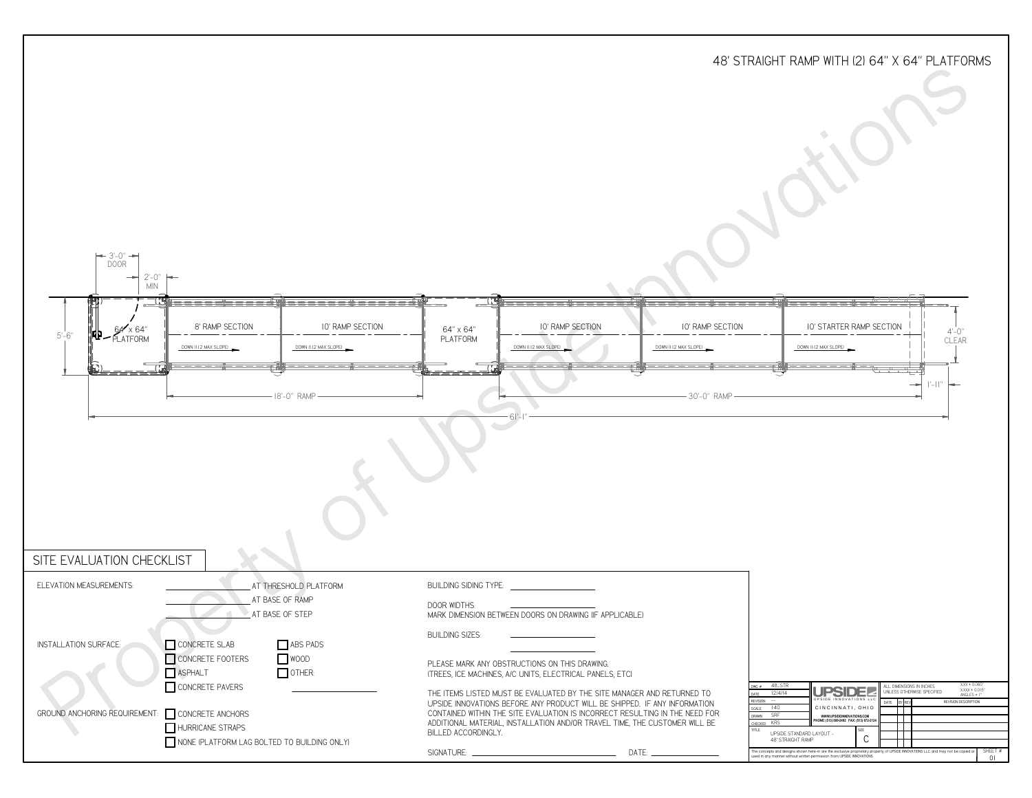# 48' STRAIGHT RAMP WITH (2) 64" X 64" PLATFORMS

3'-0" DOOR

2'-0" MIN

5'-6"

64" x 64" PLATFORM

8' RAMP SECTION

10' RAMP SECTION

64" x 64" PLATFORM

10' RAMP SECTION

10' RAMP SECTION

10' STARTER RAMP SECTION

4'-0" CLEAR

DOWN (1:12 MAX SLOPE)

DOWN (1:12 MAX SLOPE)

DOWN (1:12 MAX SLOPE)

DOWN (1:12 MAX SLOPE)

DOWN (1:12 MAX SLOPE)

1'-11"

18'-0" RAMP

30'-0" RAMP

61'-1"

## SITE EVALUATION CHECKLIST

ELEVATION MEASUREMENTS: ____________ AT THRESHOLD PLATFORM

____________ AT BASE OF RAMP

____________ AT BASE OF STEP

INSTALLATION SURFACE:

- ☐ CONCRETE SLAB
- ☐ CONCRETE FOOTERS
- ☐ ASPHALT
- ☐ CONCRETE PAVERS
- ☐ ABS PADS
- ☐ WOOD
- ☐ OTHER ____________

GROUND ANCHORING REQUIREMENT:

- ☐ CONCRETE ANCHORS
- ☐ HURRICANE STRAPS
- ☐ NONE (PLATFORM LAG BOLTED TO BUILDING ONLY)

BUILDING SIDING TYPE: ____________

DOOR WIDTHS: ____________

MARK DIMENSION BETWEEN DOORS ON DRAWING (IF APPLICABLE)

BUILDING SIZES: ____________

____________

PLEASE MARK ANY OBSTRUCTIONS ON THIS DRAWING.
(TREES, ICE MACHINES, A/C UNITS, ELECTRICAL PANELS, ETC)

THE ITEMS LISTED MUST BE EVALUATED BY THE SITE MANAGER AND RETURNED TO UPSIDE INNOVATIONS BEFORE ANY PRODUCT WILL BE SHIPPED. IF ANY INFORMATION CONTAINED WITHIN THE SITE EVALUATION IS INCORRECT RESULTING IN THE NEED FOR ADDITIONAL MATERIAL, INSTALLATION AND/OR TRAVEL TIME, THE CUSTOMER WILL BE BILLED ACCORDINGLY.

SIGNATURE: ____________________ DATE: ____________

| | |
|---|---|
| DWG # | 48_STR |
| DATE | 12/4/14 |
| REVISION | --- |
| SCALE | 1:40 |
| DRAWN | SRF |
| CHECKED | KRS |

UPSIDE INNOVATIONS LLC
CINCINNATI, OHIO
WWW.UPSIDEINNOVATIONS.COM
PHONE: (513) 889-2492 FAX: (513) 672-2124

TITLE: UPSIDE STANDARD LAYOUT - 48' STRAIGHT RAMP

SIZE: C

ALL DIMENSIONS IN INCHES UNLESS OTHERWISE SPECIFIED
X.XX ± 0.060"
X.XXX ± 0.015"
ANGLES ± 1°

| DATE | BY | REV | REVISION DESCRIPTION |
|---|---|---|---|

The concepts and designs shown here-in are the exclusive proprietary property of UPSIDE INNOVATIONS LLC and may not be copied or used in any manner without written permission from UPSIDE INNOVATIONS.

SHEET # 01

Property of Upside Innovations